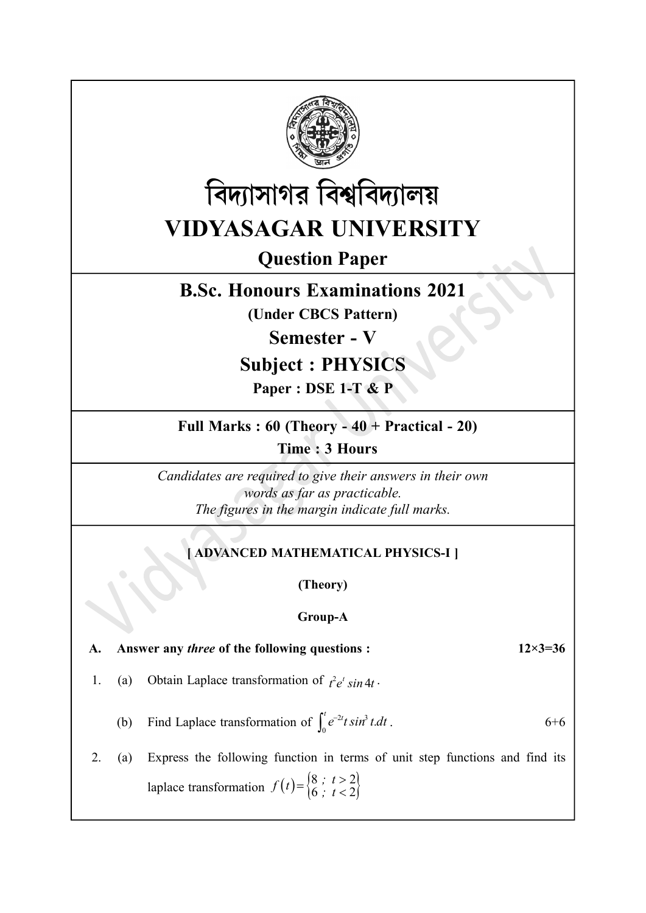# বিদ্যাসাগর বিশ্ববিদ্যালয়

# VIDYASAGAR UNIVERSITY

## Question Paper

## B.Sc. Honours Examinations 2021

**(Under CBCS Pattern)**

## Semester - V

## Subject : PHYSICS

**Paper : DSE 1-T & P**

**Full Marks : 60 (Theory - 40 + Practical - 20)**

**Time : 3 Hours**

*Candidates are required to give their answers in their own words as far as practicable.*
*The figures in the margin indicate full marks.*

**[ ADVANCED MATHEMATICAL PHYSICS-I ]**

**(Theory)**

**Group-A**

**A. Answer any *three* of the following questions : 12×3=36**

1. (a) Obtain Laplace transformation of $t^2 e^t \sin 4t$.

   (b) Find Laplace transformation of $\int_0^t e^{-2t} t \sin^3 t . dt$. 6+6

2. (a) Express the following function in terms of unit step functions and find its laplace transformation $f(t) = \begin{cases} 8 \;;\; t > 2 \\ 6 \;;\; t < 2 \end{cases}$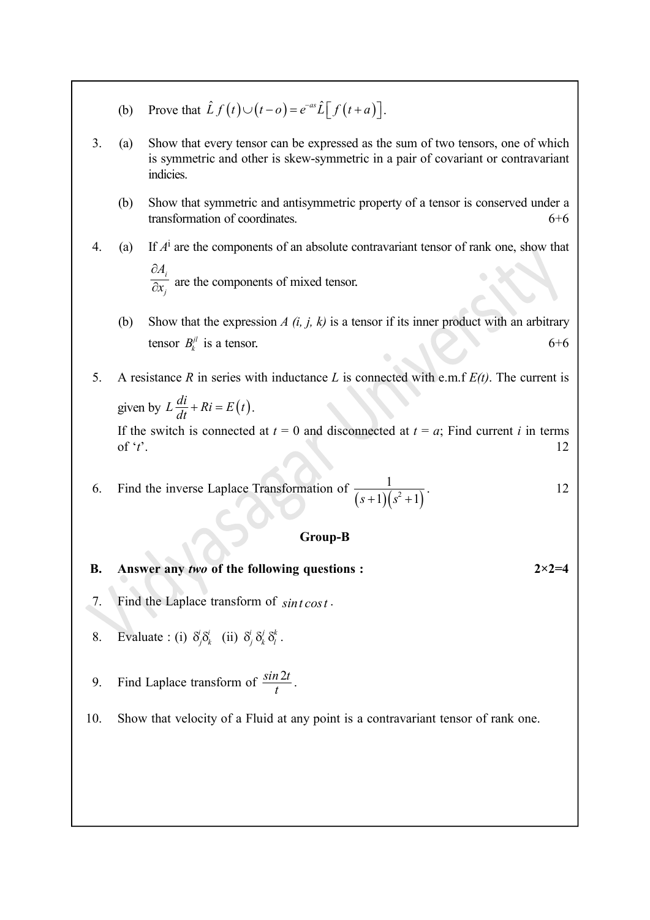(b) Prove that $\hat{L}\, f(t) \cup (t-o) = e^{-as} \hat{L}\left[ f(t+a) \right]$.

3. (a) Show that every tensor can be expressed as the sum of two tensors, one of which is symmetric and other is skew-symmetric in a pair of covariant or contravariant indicies.

   (b) Show that symmetric and antisymmetric property of a tensor is conserved under a transformation of coordinates. 6+6

4. (a) If $A^i$ are the components of an absolute contravariant tensor of rank one, show that $\dfrac{\partial A_i}{\partial x_j}$ are the components of mixed tensor.

   (b) Show that the expression *A (i, j, k)* is a tensor if its inner product with an arbitrary tensor $B_k^{jl}$ is a tensor. 6+6

5. A resistance *R* in series with inductance *L* is connected with e.m.f *E(t)*. The current is given by $L\dfrac{di}{dt} + Ri = E(t)$.
   If the switch is connected at $t = 0$ and disconnected at $t = a$; Find current *i* in terms of '*t*'. 12

6. Find the inverse Laplace Transformation of $\dfrac{1}{(s+1)(s^2+1)}$. 12

## Group-B

**B. Answer any *two* of the following questions : 2×2=4**

7. Find the Laplace transform of $\sin t \cos t$.

8. Evaluate : (i) $\delta_j^i \delta_k^i$ (ii) $\delta_j^i \delta_k^j \delta_l^k$.

9. Find Laplace transform of $\dfrac{\sin 2t}{t}$.

10. Show that velocity of a Fluid at any point is a contravariant tensor of rank one.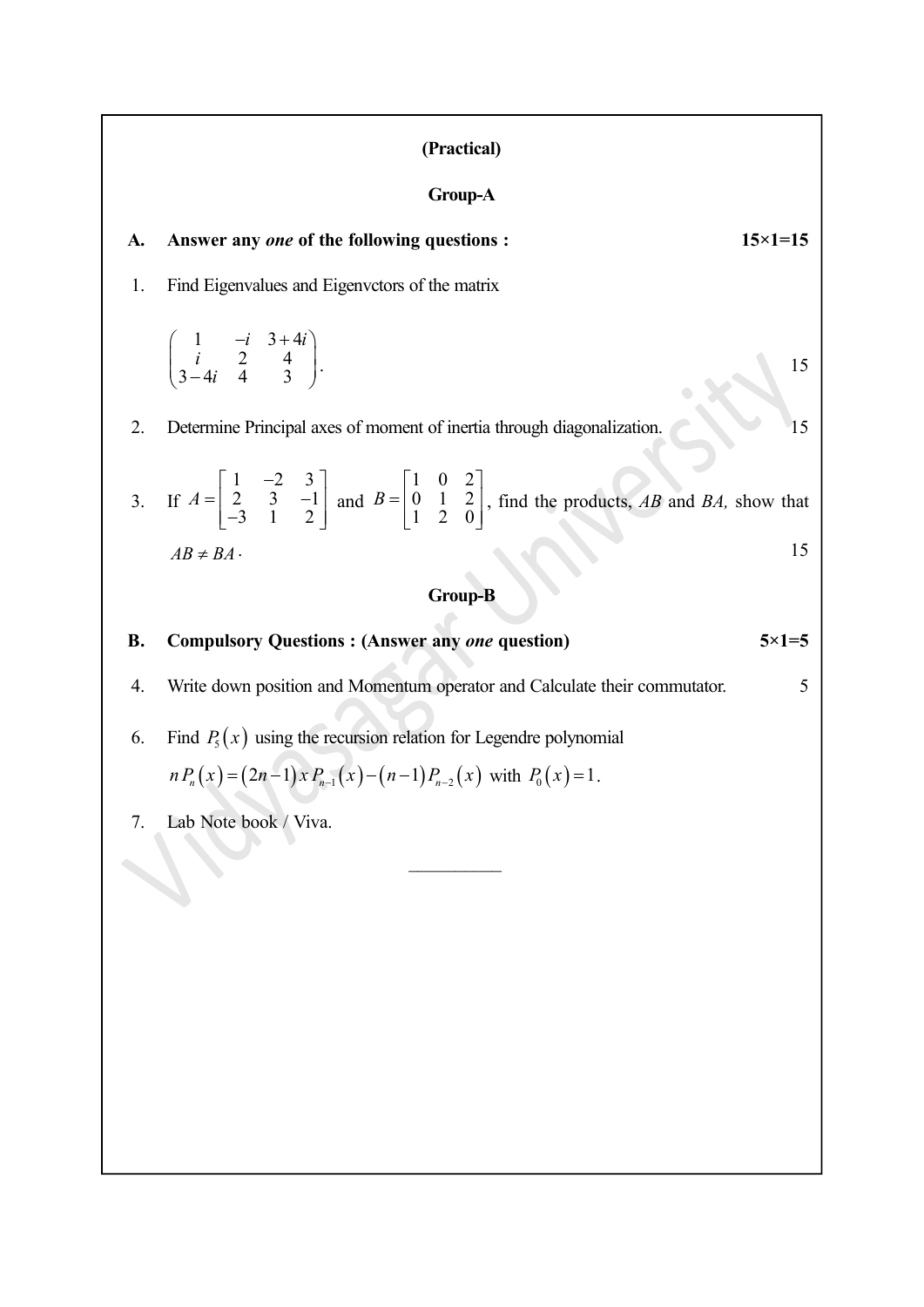**(Practical)**

**Group-A**

**A. Answer any *one* of the following questions : 15×1=15**

1. Find Eigenvalues and Eigenvctors of the matrix

$$\begin{pmatrix} 1 & -i & 3+4i \\ i & 2 & 4 \\ 3-4i & 4 & 3 \end{pmatrix}.$$ 15

2. Determine Principal axes of moment of inertia through diagonalization. 15

3. If $A = \begin{bmatrix} 1 & -2 & 3 \\ 2 & 3 & -1 \\ -3 & 1 & 2 \end{bmatrix}$ and $B = \begin{bmatrix} 1 & 0 & 2 \\ 0 & 1 & 2 \\ 1 & 2 & 0 \end{bmatrix}$, find the products, *AB* and *BA,* show that $AB \neq BA \cdot$ 15

**Group-B**

**B. Compulsory Questions : (Answer any *one* question) 5×1=5**

4. Write down position and Momentum operator and Calculate their commutator. 5

6. Find $P_5(x)$ using the recursion relation for Legendre polynomial

$n P_n(x) = (2n-1)\, x\, P_{n-1}(x) - (n-1) P_{n-2}(x)$ with $P_0(x) = 1$.

7. Lab Note book / Viva.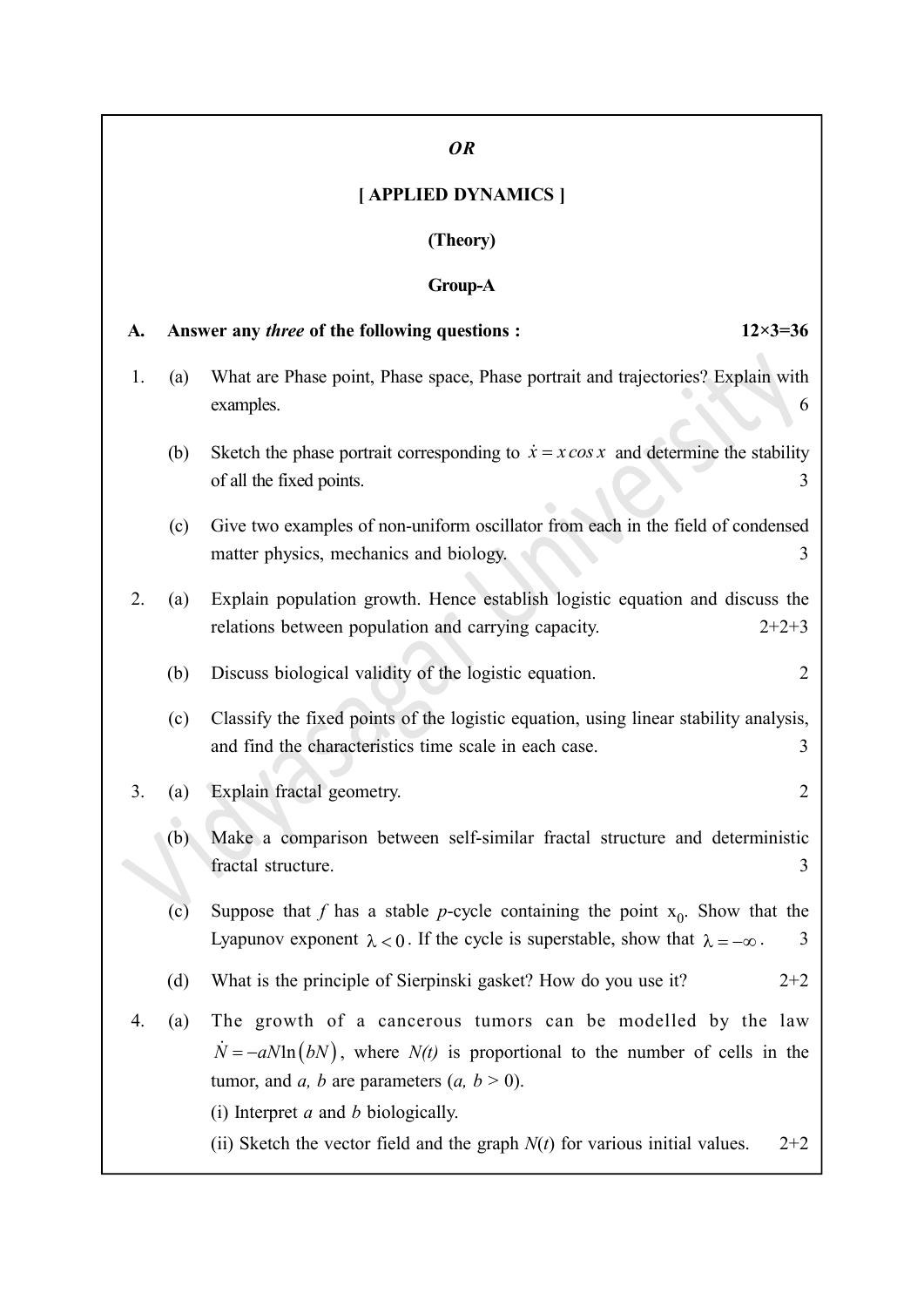*OR*

**[ APPLIED DYNAMICS ]**

**(Theory)**

**Group-A**

**A. Answer any *three* of the following questions : 12×3=36**

1. (a) What are Phase point, Phase space, Phase portrait and trajectories? Explain with examples. 6

   (b) Sketch the phase portrait corresponding to $\dot{x} = x \cos x$ and determine the stability of all the fixed points. 3

   (c) Give two examples of non-uniform oscillator from each in the field of condensed matter physics, mechanics and biology. 3

2. (a) Explain population growth. Hence establish logistic equation and discuss the relations between population and carrying capacity. 2+2+3

   (b) Discuss biological validity of the logistic equation. 2

   (c) Classify the fixed points of the logistic equation, using linear stability analysis, and find the characteristics time scale in each case. 3

3. (a) Explain fractal geometry. 2

   (b) Make a comparison between self-similar fractal structure and deterministic fractal structure. 3

   (c) Suppose that $f$ has a stable $p$-cycle containing the point $x_0$. Show that the Lyapunov exponent $\lambda < 0$. If the cycle is superstable, show that $\lambda = -\infty$. 3

   (d) What is the principle of Sierpinski gasket? How do you use it? 2+2

4. (a) The growth of a cancerous tumors can be modelled by the law $\dot{N} = -aN\ln(bN)$, where $N(t)$ is proportional to the number of cells in the tumor, and $a$, $b$ are parameters ($a$, $b > 0$).

   (i) Interpret $a$ and $b$ biologically.

   (ii) Sketch the vector field and the graph $N(t)$ for various initial values. 2+2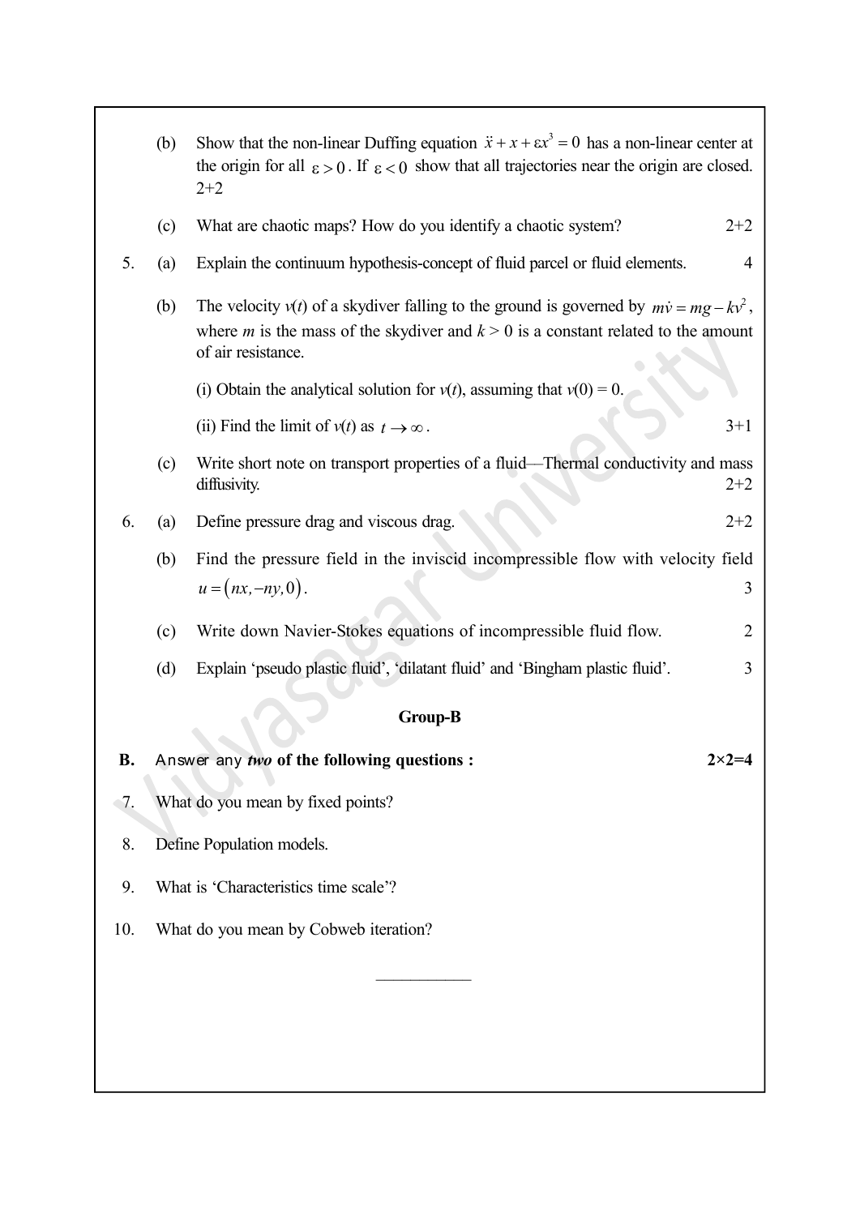(b) Show that the non-linear Duffing equation $\ddot{x} + x + \varepsilon x^3 = 0$ has a non-linear center at the origin for all $\varepsilon > 0$. If $\varepsilon < 0$ show that all trajectories near the origin are closed. 2+2

(c) What are chaotic maps? How do you identify a chaotic system? 2+2

5. (a) Explain the continuum hypothesis-concept of fluid parcel or fluid elements. 4

(b) The velocity $v(t)$ of a skydiver falling to the ground is governed by $m\dot{v} = mg - kv^2$, where $m$ is the mass of the skydiver and $k > 0$ is a constant related to the amount of air resistance.

(i) Obtain the analytical solution for $v(t)$, assuming that $v(0) = 0$.

(ii) Find the limit of $v(t)$ as $t \to \infty$. 3+1

(c) Write short note on transport properties of a fluid—Thermal conductivity and mass diffusivity. 2+2

6. (a) Define pressure drag and viscous drag. 2+2

(b) Find the pressure field in the inviscid incompressible flow with velocity field $u = (nx, -ny, 0)$. 3

(c) Write down Navier-Stokes equations of incompressible fluid flow. 2

(d) Explain 'pseudo plastic fluid', 'dilatant fluid' and 'Bingham plastic fluid'. 3

## Group-B

**B.** Answer any ***two*** **of the following questions :** **2×2=4**

7. What do you mean by fixed points?

8. Define Population models.

9. What is 'Characteristics time scale'?

10. What do you mean by Cobweb iteration?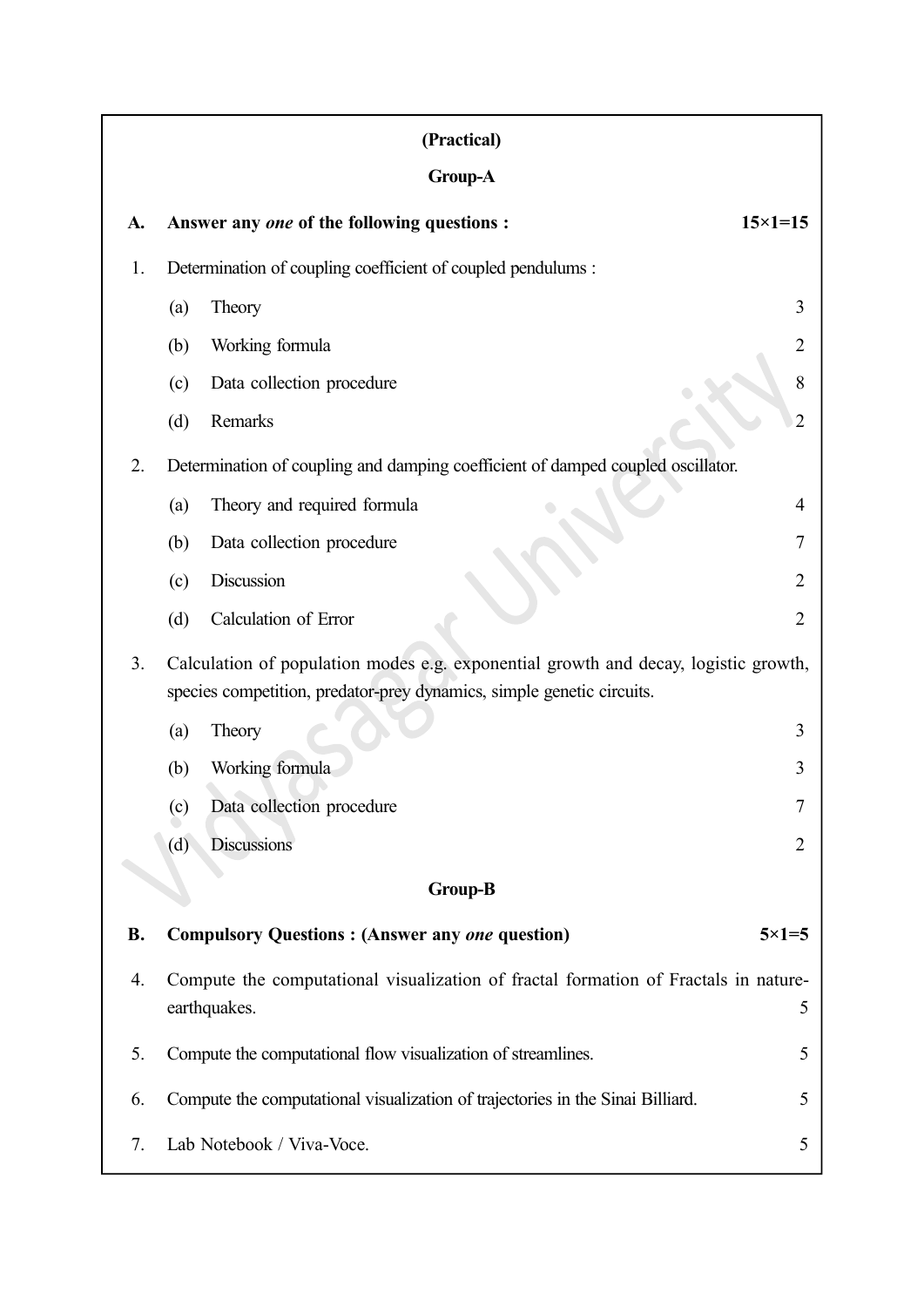**(Practical)**

**Group-A**

**A. Answer any *one* of the following questions : 15×1=15**

1. Determination of coupling coefficient of coupled pendulums :

    (a) Theory 3

    (b) Working formula 2

    (c) Data collection procedure 8

    (d) Remarks 2

2. Determination of coupling and damping coefficient of damped coupled oscillator.

    (a) Theory and required formula 4

    (b) Data collection procedure 7

    (c) Discussion 2

    (d) Calculation of Error 2

3. Calculation of population modes e.g. exponential growth and decay, logistic growth, species competition, predator-prey dynamics, simple genetic circuits.

    (a) Theory 3

    (b) Working formula 3

    (c) Data collection procedure 7

    (d) Discussions 2

**Group-B**

**B. Compulsory Questions : (Answer any *one* question) 5×1=5**

4. Compute the computational visualization of fractal formation of Fractals in nature-earthquakes. 5

5. Compute the computational flow visualization of streamlines. 5

6. Compute the computational visualization of trajectories in the Sinai Billiard. 5

7. Lab Notebook / Viva-Voce. 5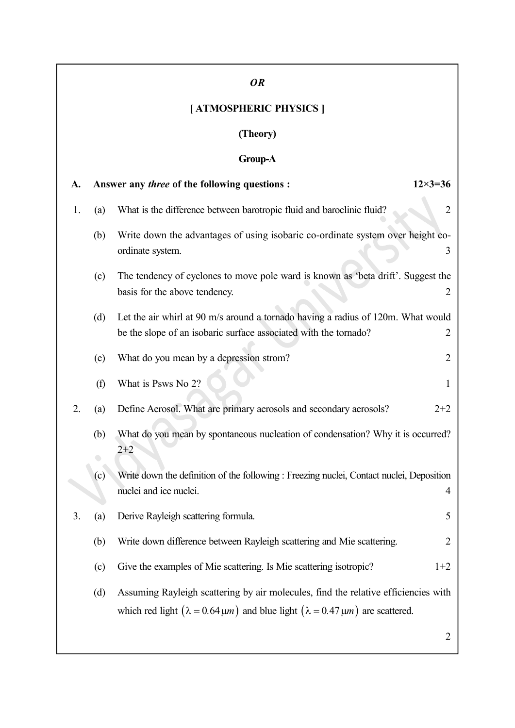*OR*

## [ ATMOSPHERIC PHYSICS ]

### (Theory)

### Group-A

**A. Answer any *three* of the following questions : 12×3=36**

1. (a) What is the difference between barotropic fluid and baroclinic fluid? 2

   (b) Write down the advantages of using isobaric co-ordinate system over height co-ordinate system. 3

   (c) The tendency of cyclones to move pole ward is known as 'beta drift'. Suggest the basis for the above tendency. 2

   (d) Let the air whirl at 90 m/s around a tornado having a radius of 120m. What would be the slope of an isobaric surface associated with the tornado? 2

   (e) What do you mean by a depression strom? 2

   (f) What is Psws No 2? 1

2. (a) Define Aerosol. What are primary aerosols and secondary aerosols? 2+2

   (b) What do you mean by spontaneous nucleation of condensation? Why it is occurred? 2+2

   (c) Write down the definition of the following : Freezing nuclei, Contact nuclei, Deposition nuclei and ice nuclei. 4

3. (a) Derive Rayleigh scattering formula. 5

   (b) Write down difference between Rayleigh scattering and Mie scattering. 2

   (c) Give the examples of Mie scattering. Is Mie scattering isotropic? 1+2

   (d) Assuming Rayleigh scattering by air molecules, find the relative efficiencies with which red light $(\lambda = 0.64\,\mu m)$ and blue light $(\lambda = 0.47\,\mu m)$ are scattered. 2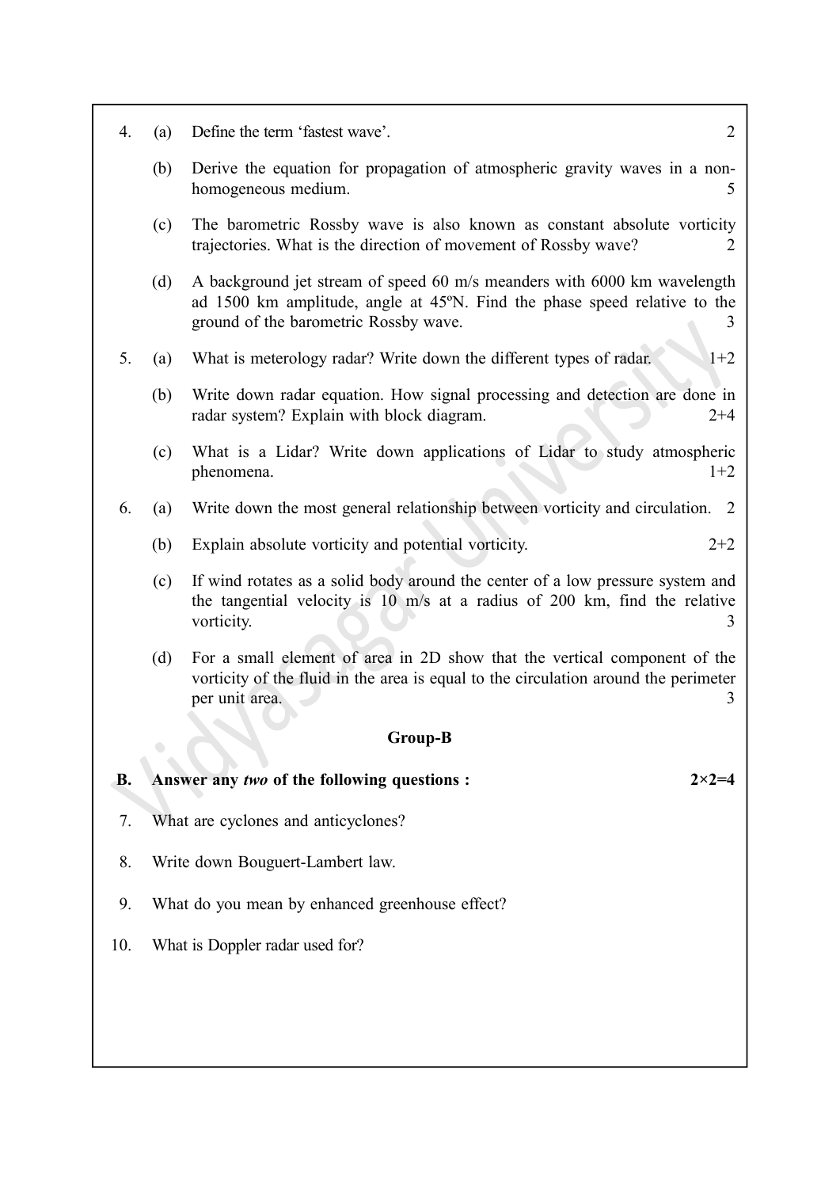4. (a) Define the term 'fastest wave'. 2

   (b) Derive the equation for propagation of atmospheric gravity waves in a non-homogeneous medium. 5

   (c) The barometric Rossby wave is also known as constant absolute vorticity trajectories. What is the direction of movement of Rossby wave? 2

   (d) A background jet stream of speed 60 m/s meanders with 6000 km wavelength ad 1500 km amplitude, angle at 45ºN. Find the phase speed relative to the ground of the barometric Rossby wave. 3

5. (a) What is meterology radar? Write down the different types of radar. 1+2

   (b) Write down radar equation. How signal processing and detection are done in radar system? Explain with block diagram. 2+4

   (c) What is a Lidar? Write down applications of Lidar to study atmospheric phenomena. 1+2

6. (a) Write down the most general relationship between vorticity and circulation. 2

   (b) Explain absolute vorticity and potential vorticity. 2+2

   (c) If wind rotates as a solid body around the center of a low pressure system and the tangential velocity is 10 m/s at a radius of 200 km, find the relative vorticity. 3

   (d) For a small element of area in 2D show that the vertical component of the vorticity of the fluid in the area is equal to the circulation around the perimeter per unit area. 3

## Group-B

**B. Answer any *two* of the following questions : 2×2=4**

7. What are cyclones and anticyclones?

8. Write down Bouguert-Lambert law.

9. What do you mean by enhanced greenhouse effect?

10. What is Doppler radar used for?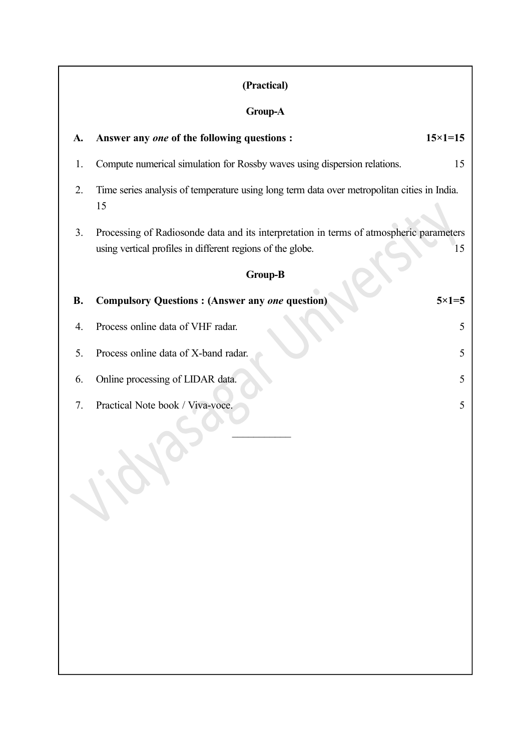**(Practical)**

**Group-A**

**A. Answer any *one* of the following questions : 15×1=15**

1. Compute numerical simulation for Rossby waves using dispersion relations. 15

2. Time series analysis of temperature using long term data over metropolitan cities in India. 15

3. Processing of Radiosonde data and its interpretation in terms of atmospheric parameters using vertical profiles in different regions of the globe. 15

**Group-B**

**B. Compulsory Questions : (Answer any *one* question) 5×1=5**

4. Process online data of VHF radar. 5

5. Process online data of X-band radar. 5

6. Online processing of LIDAR data. 5

7. Practical Note book / Viva-voce. 5

———————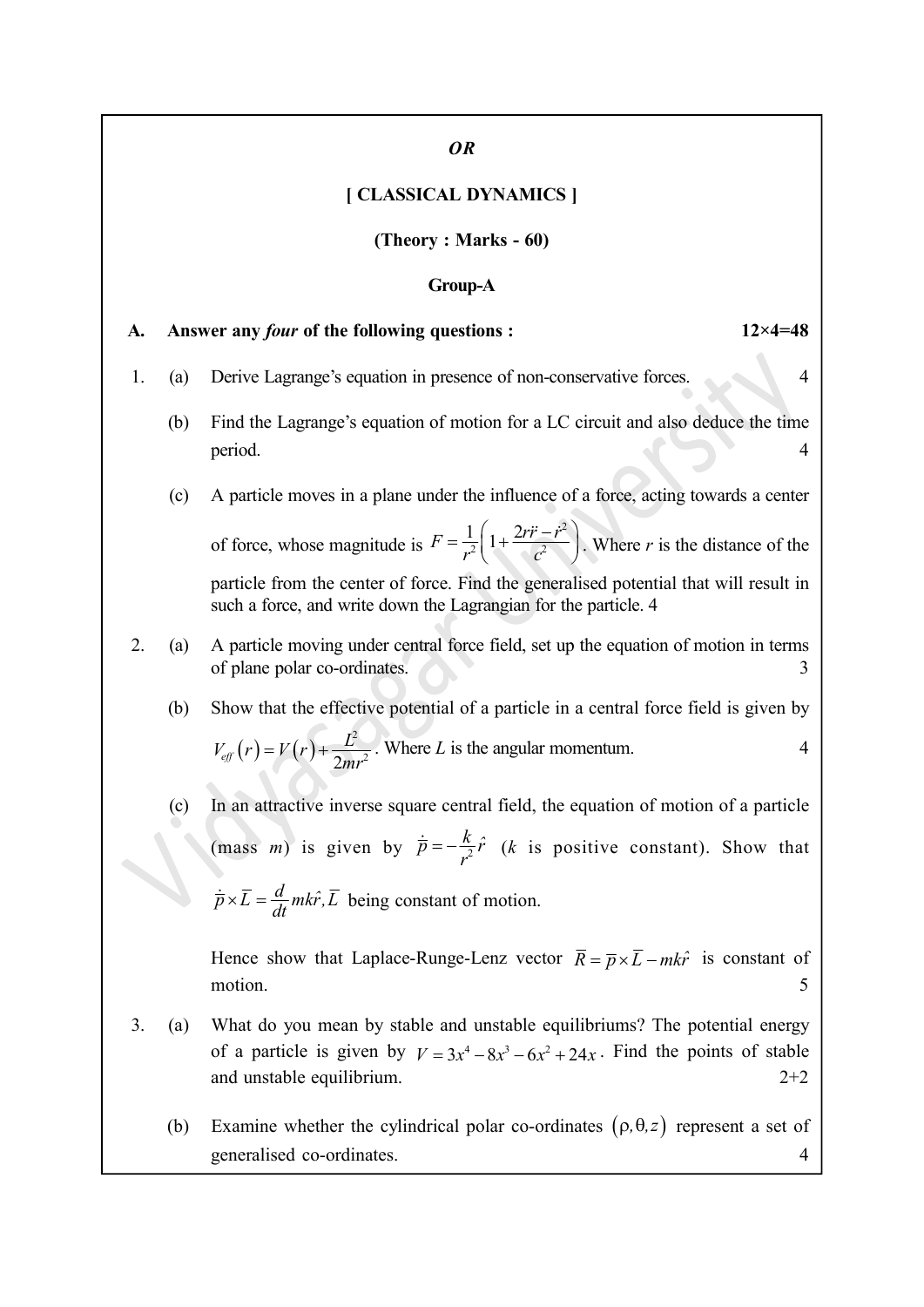*OR*

## [ CLASSICAL DYNAMICS ]

**(Theory : Marks - 60)**

### Group-A

**A. Answer any *four* of the following questions : 12×4=48**

1. (a) Derive Lagrange's equation in presence of non-conservative forces. 4

   (b) Find the Lagrange's equation of motion for a LC circuit and also deduce the time period. 4

   (c) A particle moves in a plane under the influence of a force, acting towards a center of force, whose magnitude is $F = \frac{1}{r^2}\left(1 + \frac{2r\ddot{r} - \dot{r}^2}{c^2}\right)$. Where $r$ is the distance of the particle from the center of force. Find the generalised potential that will result in such a force, and write down the Lagrangian for the particle. 4

2. (a) A particle moving under central force field, set up the equation of motion in terms of plane polar co-ordinates. 3

   (b) Show that the effective potential of a particle in a central force field is given by $V_{eff}(r) = V(r) + \frac{L^2}{2mr^2}$. Where $L$ is the angular momentum. 4

   (c) In an attractive inverse square central field, the equation of motion of a particle (mass $m$) is given by $\dot{\bar{p}} = -\frac{k}{r^2}\hat{r}$ ($k$ is positive constant). Show that $\dot{\bar{p}} \times \bar{L} = \frac{d}{dt}mk\hat{r}, \bar{L}$ being constant of motion.

   Hence show that Laplace-Runge-Lenz vector $\bar{R} = \bar{p} \times \bar{L} - mk\hat{r}$ is constant of motion. 5

3. (a) What do you mean by stable and unstable equilibriums? The potential energy of a particle is given by $V = 3x^4 - 8x^3 - 6x^2 + 24x$. Find the points of stable and unstable equilibrium. 2+2

   (b) Examine whether the cylindrical polar co-ordinates $(\rho, \theta, z)$ represent a set of generalised co-ordinates. 4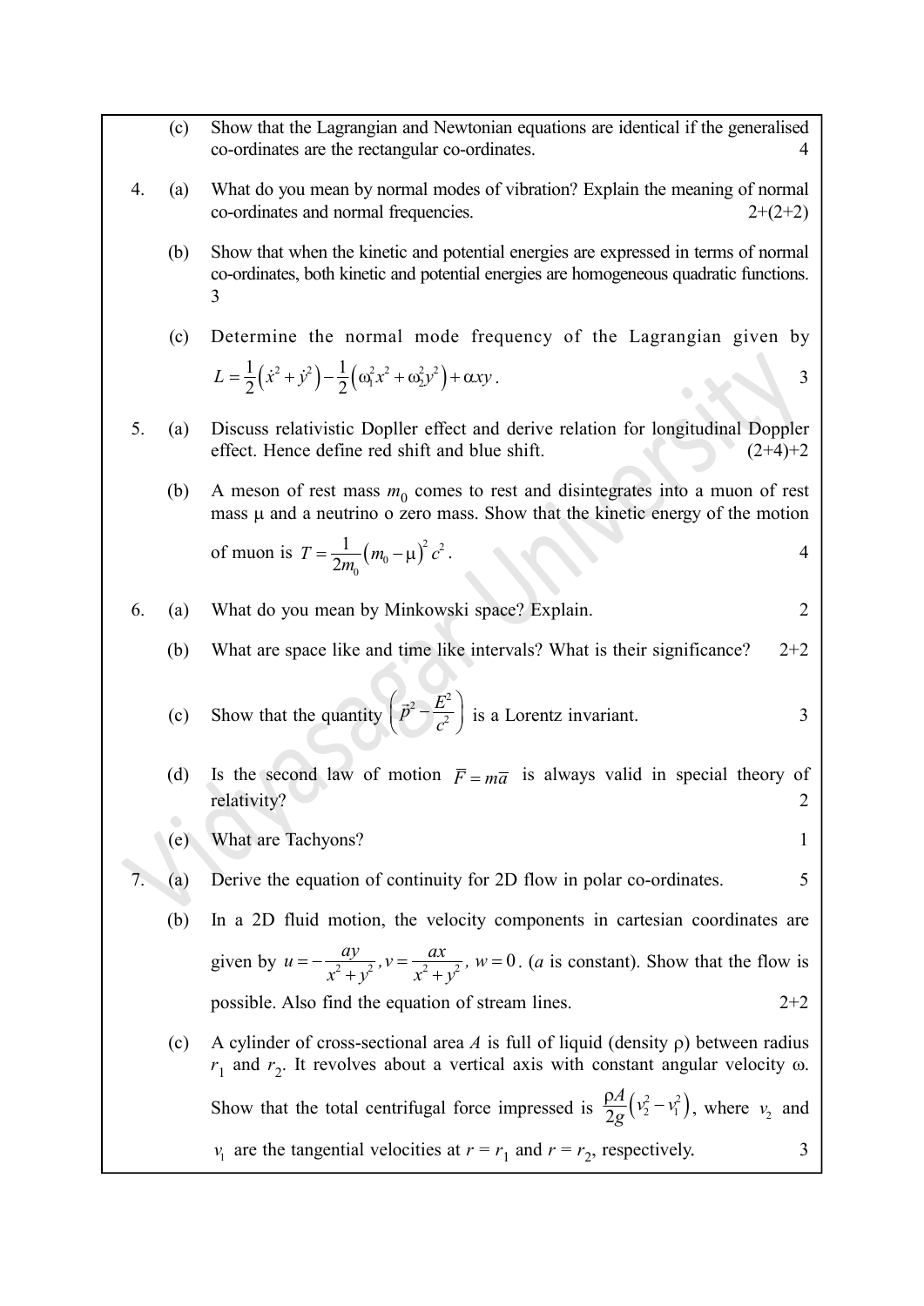(c) Show that the Lagrangian and Newtonian equations are identical if the generalised co-ordinates are the rectangular co-ordinates. 4

4. (a) What do you mean by normal modes of vibration? Explain the meaning of normal co-ordinates and normal frequencies. 2+(2+2)

(b) Show that when the kinetic and potential energies are expressed in terms of normal co-ordinates, both kinetic and potential energies are homogeneous quadratic functions. 3

(c) Determine the normal mode frequency of the Lagrangian given by $L = \frac{1}{2}\left(\dot{x}^2 + \dot{y}^2\right) - \frac{1}{2}\left(\omega_1^2 x^2 + \omega_2^2 y^2\right) + \alpha xy$. 3

5. (a) Discuss relativistic Dopller effect and derive relation for longitudinal Doppler effect. Hence define red shift and blue shift. (2+4)+2

(b) A meson of rest mass $m_0$ comes to rest and disintegrates into a muon of rest mass $\mu$ and a neutrino o zero mass. Show that the kinetic energy of the motion of muon is $T = \frac{1}{2m_0}\left(m_0 - \mu\right)^2 c^2$. 4

6. (a) What do you mean by Minkowski space? Explain. 2

(b) What are space like and time like intervals? What is their significance? 2+2

(c) Show that the quantity $\left(\vec{p}^2 - \frac{E^2}{c^2}\right)$ is a Lorentz invariant. 3

(d) Is the second law of motion $\overline{F} = m\overline{a}$ is always valid in special theory of relativity? 2

(e) What are Tachyons? 1

7. (a) Derive the equation of continuity for 2D flow in polar co-ordinates. 5

(b) In a 2D fluid motion, the velocity components in cartesian coordinates are given by $u = -\frac{ay}{x^2 + y^2}, v = \frac{ax}{x^2 + y^2}, w = 0$. ($a$ is constant). Show that the flow is possible. Also find the equation of stream lines. 2+2

(c) A cylinder of cross-sectional area $A$ is full of liquid (density $\rho$) between radius $r_1$ and $r_2$. It revolves about a vertical axis with constant angular velocity $\omega$. Show that the total centrifugal force impressed is $\frac{\rho A}{2g}\left(v_2^2 - v_1^2\right)$, where $v_2$ and $v_1$ are the tangential velocities at $r = r_1$ and $r = r_2$, respectively. 3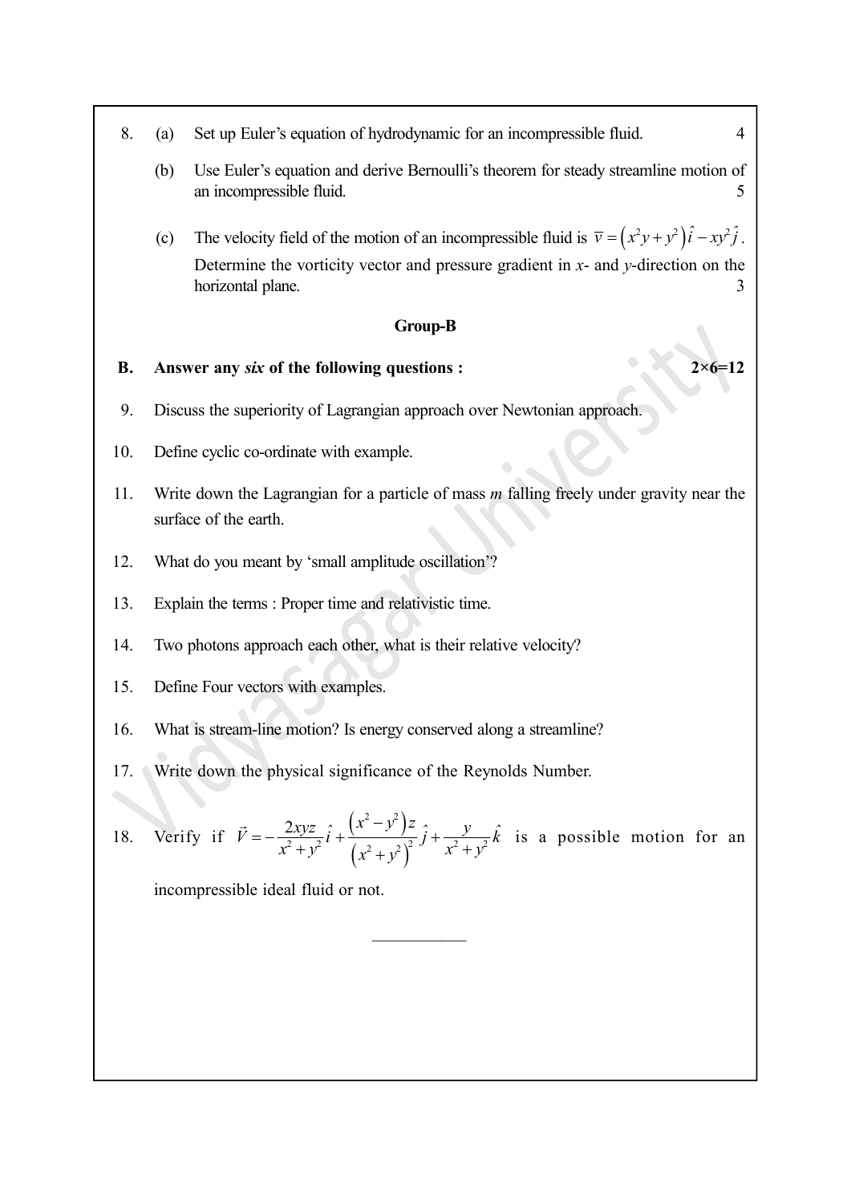8. (a) Set up Euler's equation of hydrodynamic for an incompressible fluid. 4

   (b) Use Euler's equation and derive Bernoulli's theorem for steady streamline motion of an incompressible fluid. 5

   (c) The velocity field of the motion of an incompressible fluid is $\overline{v} = \left(x^2y + y^2\right)\hat{i} - xy^2\hat{j}$. Determine the vorticity vector and pressure gradient in *x*- and *y*-direction on the horizontal plane. 3

## Group-B

**B. Answer any *six* of the following questions : 2×6=12**

9. Discuss the superiority of Lagrangian approach over Newtonian approach.

10. Define cyclic co-ordinate with example.

11. Write down the Lagrangian for a particle of mass *m* falling freely under gravity near the surface of the earth.

12. What do you meant by 'small amplitude oscillation'?

13. Explain the terms : Proper time and relativistic time.

14. Two photons approach each other, what is their relative velocity?

15. Define Four vectors with examples.

16. What is stream-line motion? Is energy conserved along a streamline?

17. Write down the physical significance of the Reynolds Number.

18. Verify if $\vec{V} = -\dfrac{2xyz}{x^2+y^2}\hat{i} + \dfrac{\left(x^2-y^2\right)z}{\left(x^2+y^2\right)^2}\hat{j} + \dfrac{y}{x^2+y^2}\hat{k}$ is a possible motion for an incompressible ideal fluid or not.